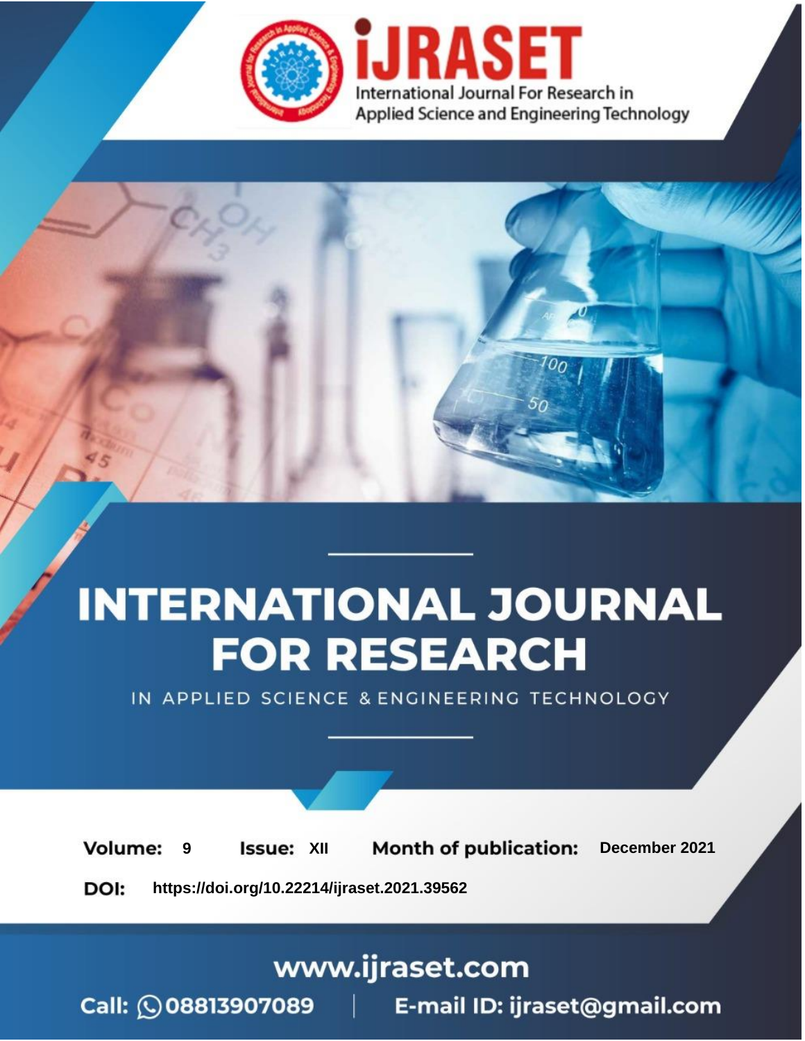International Journal For Research in Applied Science and Engineering Technology

# INTERNATIONAL JOURNAL FOR RESEARCH

IN APPLIED SCIENCE & ENGINEERING TECHNOLOGY

**Volume:** 9 **Issue:** XII **Month of publication:** December 2021

**DOI:** https://doi.org/10.22214/ijraset.2021.39562

www.ijraset.com

Call: 08813907089 | E-mail ID: ijraset@gmail.com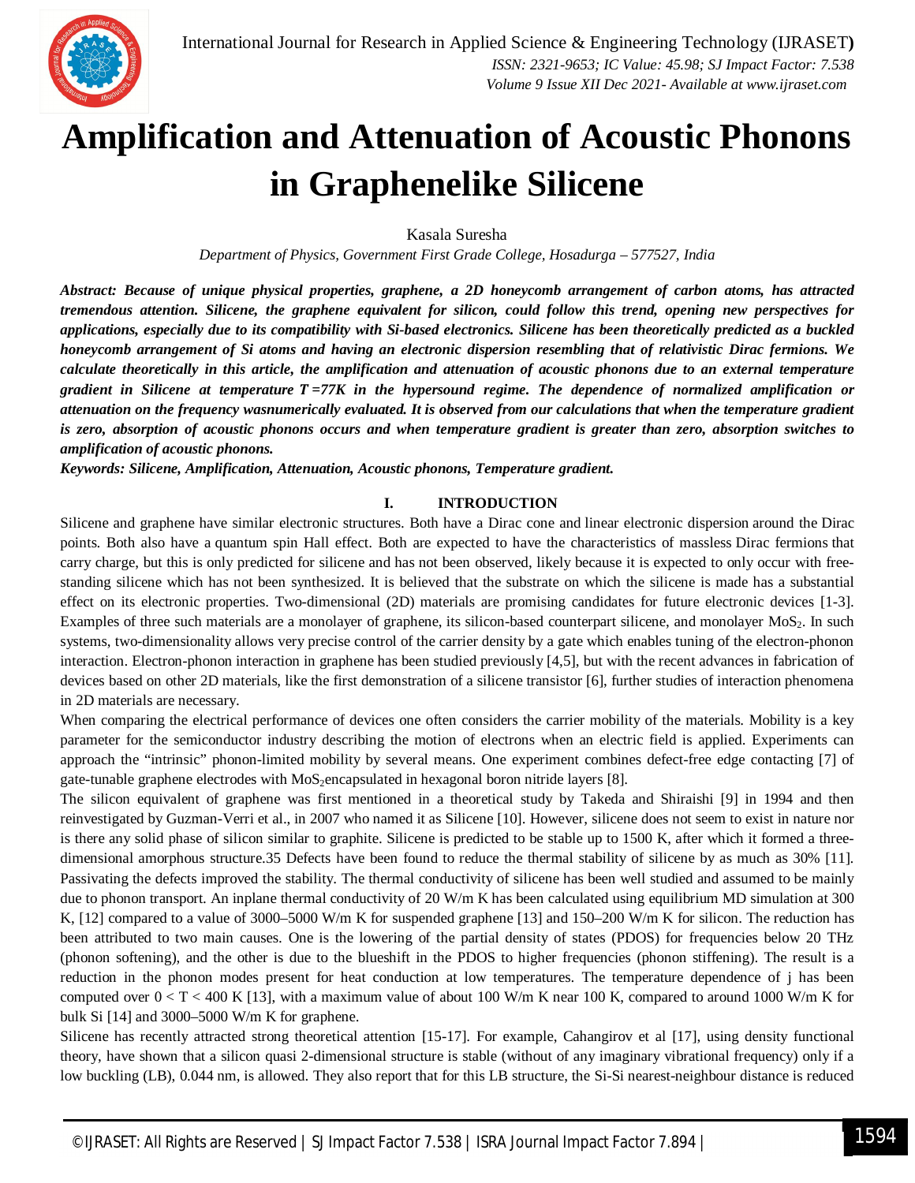# Amplification and Attenuation of Acoustic Phonons in Graphenelike Silicene

Kasala Suresha

*Department of Physics, Government First Grade College, Hosadurga – 577527, India*

***Abstract:** Because of unique physical properties, graphene, a 2D honeycomb arrangement of carbon atoms, has attracted tremendous attention. Silicene, the graphene equivalent for silicon, could follow this trend, opening new perspectives for applications, especially due to its compatibility with Si-based electronics. Silicene has been theoretically predicted as a buckled honeycomb arrangement of Si atoms and having an electronic dispersion resembling that of relativistic Dirac fermions. We calculate theoretically in this article, the amplification and attenuation of acoustic phonons due to an external temperature gradient in Silicene at temperature T =77K in the hypersound regime. The dependence of normalized amplification or attenuation on the frequency wasnumerically evaluated. It is observed from our calculations that when the temperature gradient is zero, absorption of acoustic phonons occurs and when temperature gradient is greater than zero, absorption switches to amplification of acoustic phonons.*

***Keywords:** Silicene, Amplification, Attenuation, Acoustic phonons, Temperature gradient.*

## I. INTRODUCTION

Silicene and graphene have similar electronic structures. Both have a Dirac cone and linear electronic dispersion around the Dirac points. Both also have a quantum spin Hall effect. Both are expected to have the characteristics of massless Dirac fermions that carry charge, but this is only predicted for silicene and has not been observed, likely because it is expected to only occur with free-standing silicene which has not been synthesized. It is believed that the substrate on which the silicene is made has a substantial effect on its electronic properties. Two-dimensional (2D) materials are promising candidates for future electronic devices [1-3]. Examples of three such materials are a monolayer of graphene, its silicon-based counterpart silicene, and monolayer $MoS_2$. In such systems, two-dimensionality allows very precise control of the carrier density by a gate which enables tuning of the electron-phonon interaction. Electron-phonon interaction in graphene has been studied previously [4,5], but with the recent advances in fabrication of devices based on other 2D materials, like the first demonstration of a silicene transistor [6], further studies of interaction phenomena in 2D materials are necessary.

When comparing the electrical performance of devices one often considers the carrier mobility of the materials. Mobility is a key parameter for the semiconductor industry describing the motion of electrons when an electric field is applied. Experiments can approach the "intrinsic" phonon-limited mobility by several means. One experiment combines defect-free edge contacting [7] of gate-tunable graphene electrodes with $MoS_2$encapsulated in hexagonal boron nitride layers [8].

The silicon equivalent of graphene was first mentioned in a theoretical study by Takeda and Shiraishi [9] in 1994 and then reinvestigated by Guzman-Verri et al., in 2007 who named it as Silicene [10]. However, silicene does not seem to exist in nature nor is there any solid phase of silicon similar to graphite. Silicene is predicted to be stable up to 1500 K, after which it formed a three-dimensional amorphous structure.35 Defects have been found to reduce the thermal stability of silicene by as much as 30% [11]. Passivating the defects improved the stability. The thermal conductivity of silicene has been well studied and assumed to be mainly due to phonon transport. An inplane thermal conductivity of 20 W/m K has been calculated using equilibrium MD simulation at 300 K, [12] compared to a value of 3000–5000 W/m K for suspended graphene [13] and 150–200 W/m K for silicon. The reduction has been attributed to two main causes. One is the lowering of the partial density of states (PDOS) for frequencies below 20 THz (phonon softening), and the other is due to the blueshift in the PDOS to higher frequencies (phonon stiffening). The result is a reduction in the phonon modes present for heat conduction at low temperatures. The temperature dependence of j has been computed over 0 < T < 400 K [13], with a maximum value of about 100 W/m K near 100 K, compared to around 1000 W/m K for bulk Si [14] and 3000–5000 W/m K for graphene.

Silicene has recently attracted strong theoretical attention [15-17]. For example, Cahangirov et al [17], using density functional theory, have shown that a silicon quasi 2-dimensional structure is stable (without of any imaginary vibrational frequency) only if a low buckling (LB), 0.044 nm, is allowed. They also report that for this LB structure, the Si-Si nearest-neighbour distance is reduced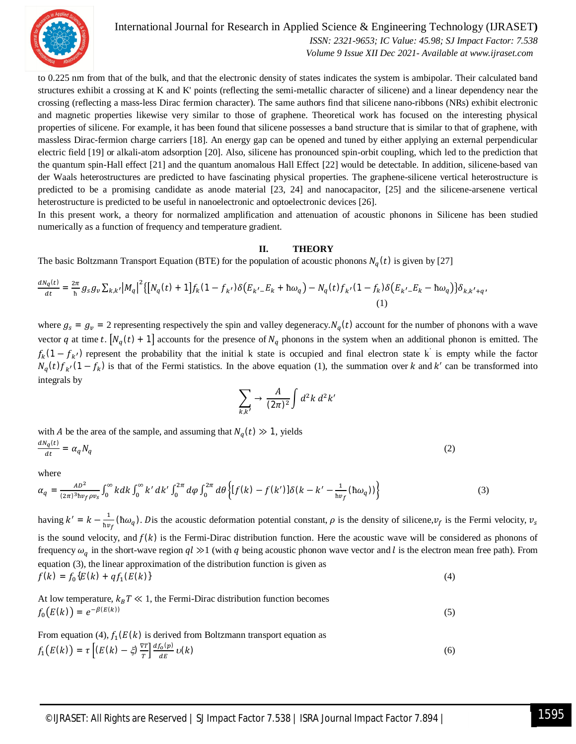to 0.225 nm from that of the bulk, and that the electronic density of states indicates the system is ambipolar. Their calculated band structures exhibit a crossing at K and K' points (reflecting the semi-metallic character of silicene) and a linear dependency near the crossing (reflecting a mass-less Dirac fermion character). The same authors find that silicene nano-ribbons (NRs) exhibit electronic and magnetic properties likewise very similar to those of graphene. Theoretical work has focused on the interesting physical properties of silicene. For example, it has been found that silicene possesses a band structure that is similar to that of graphene, with massless Dirac-fermion charge carriers [18]. An energy gap can be opened and tuned by either applying an external perpendicular electric field [19] or alkali-atom adsorption [20]. Also, silicene has pronounced spin-orbit coupling, which led to the prediction that the quantum spin-Hall effect [21] and the quantum anomalous Hall Effect [22] would be detectable. In addition, silicene-based van der Waals heterostructures are predicted to have fascinating physical properties. The graphene-silicene vertical heterostructure is predicted to be a promising candidate as anode material [23, 24] and nanocapacitor, [25] and the silicene-arsenene vertical heterostructure is predicted to be useful in nanoelectronic and optoelectronic devices [26].

In this present work, a theory for normalized amplification and attenuation of acoustic phonons in Silicene has been studied numerically as a function of frequency and temperature gradient.

## II. THEORY

The basic Boltzmann Transport Equation (BTE) for the population of acoustic phonons $N_q(t)$ is given by [27]

$$\frac{dN_q(t)}{dt} = \frac{2\pi}{\hbar} g_s g_v \sum_{k,k'} |M_q|^2 \{[N_q(t)+1] f_k(1-f_{k'})\delta(E_{k'} - E_k + \hbar\omega_q) - N_q(t) f_{k'}(1-f_k)\delta(E_{k'} - E_k - \hbar\omega_q)\}\delta_{k,k'+q}, \quad (1)$$

where $g_s = g_v = 2$ representing respectively the spin and valley degeneracy. $N_q(t)$ account for the number of phonons with a wave vector $q$ at time $t$. $[N_q(t)+1]$ accounts for the presence of $N_q$ phonons in the system when an additional phonon is emitted. The $f_k(1-f_{k'})$ represent the probability that the initial k state is occupied and final electron state $k'$ is empty while the factor $N_q(t) f_{k'}(1-f_k)$ is that of the Fermi statistics. In the above equation (1), the summation over $k$ and $k'$ can be transformed into integrals by

$$\sum_{k,k'} \rightarrow \frac{A}{(2\pi)^2}\int d^2k\, d^2k'$$

with $A$ be the area of the sample, and assuming that $N_q(t) \gg 1$, yields

$$\frac{dN_q(t)}{dt} = \alpha_q N_q \quad (2)$$

where

$$\alpha_q = \frac{AD^2}{(2\pi)^3 \hbar v_f \rho v_s}\int_0^\infty k\,dk \int_0^\infty k'\,dk' \int_0^{2\pi} d\varphi \int_0^{2\pi} d\theta \left\{[f(k) - f(k')]\delta\left(k - k' - \frac{1}{\hbar v_f}(\hbar\omega_q)\right)\right\} \quad (3)$$

having $k' = k - \frac{1}{\hbar v_f}(\hbar\omega_q)$. $D$ is the acoustic deformation potential constant, $\rho$ is the density of silicene, $v_f$ is the Fermi velocity, $v_s$ is the sound velocity, and $f(k)$ is the Fermi-Dirac distribution function. Here the acoustic wave will be considered as phonons of frequency $\omega_q$ in the short-wave region $ql \gg 1$ (with $q$ being acoustic phonon wave vector and $l$ is the electron mean free path). From equation (3), the linear approximation of the distribution function is given as

$$f(k) = f_0\{E(k) + q f_1(E(k)\} \quad (4)$$

At low temperature, $k_B T \ll 1$, the Fermi-Dirac distribution function becomes

$$f_0(E(k)) = e^{-\beta(E(k))} \quad (5)$$

From equation (4), $f_1(E(k))$ is derived from Boltzmann transport equation as

$$f_1(E(k)) = \tau\left[(E(k) - \xi)\frac{\nabla T}{T}\right]\frac{df_0(p)}{dE}\upsilon(k) \quad (6)$$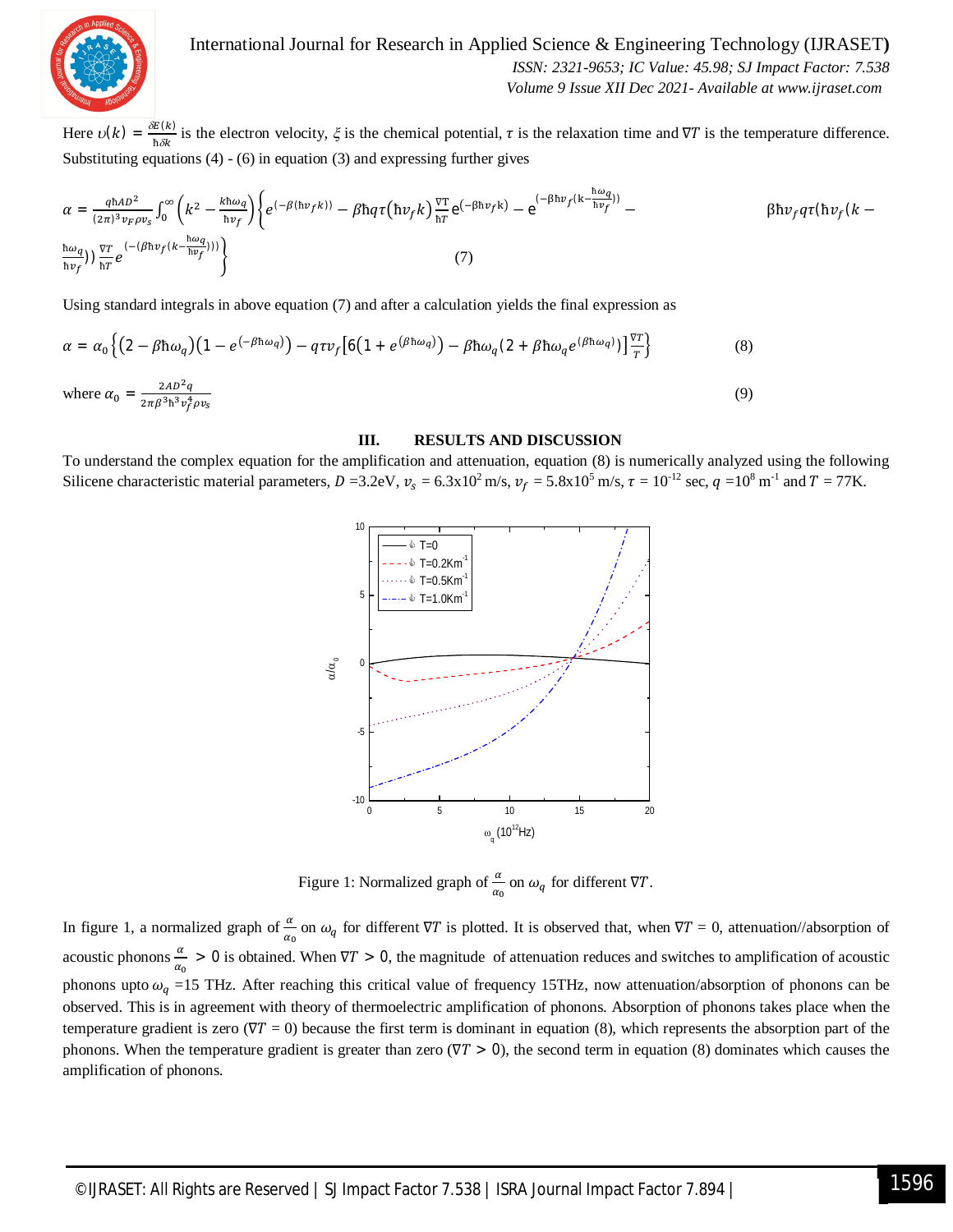Here $\upsilon(k) = \frac{\delta E(k)}{\hbar \delta k}$ is the electron velocity, $\xi$ is the chemical potential, $\tau$ is the relaxation time and $\nabla T$ is the temperature difference. Substituting equations (4) - (6) in equation (3) and expressing further gives

$$\alpha = \frac{q\hbar A D^2}{(2\pi)^3 v_F \rho v_s} \int_0^\infty \left(k^2 - \frac{k\hbar\omega_q}{\hbar v_f}\right) \left\{ e^{(-\beta(\hbar v_f k))} - \beta\hbar q \tau(\hbar v_f k) \frac{\nabla T}{\hbar T} e^{(-\beta\hbar v_f k)} - e^{\left(-\beta\hbar v_f\left(k - \frac{\hbar\omega_q}{\hbar v_f}\right)\right)} - \beta\hbar v_f q \tau\left(\hbar v_f\left(k - \frac{\hbar\omega_q}{\hbar v_f}\right)\right) \frac{\nabla T}{\hbar T} e^{\left(-\left(\beta\hbar v_f\left(k - \frac{\hbar\omega_q}{\hbar v_f}\right)\right)\right)} \right\} \quad (7)$$

Using standard integrals in above equation (7) and after a calculation yields the final expression as

$$\alpha = \alpha_0 \left\{ \left(2 - \beta\hbar\omega_q\right)\left(1 - e^{(-\beta\hbar\omega_q)}\right) - q\tau v_f \left[6\left(1 + e^{(\beta\hbar\omega_q)}\right) - \beta\hbar\omega_q\left(2 + \beta\hbar\omega_q e^{(\beta\hbar\omega_q)}\right)\right] \frac{\nabla T}{T} \right\} \quad (8)$$

where $$\alpha_0 = \frac{2AD^2 q}{2\pi\beta^3\hbar^3 v_f^4 \rho v_s} \quad (9)$$

## III. RESULTS AND DISCUSSION

To understand the complex equation for the amplification and attenuation, equation (8) is numerically analyzed using the following Silicene characteristic material parameters, $D$ =3.2eV, $v_s$ = 6.3x10$^2$ m/s, $v_f$ = 5.8x10$^5$ m/s, $\tau$ = 10$^{-12}$ sec, $q$ =10$^8$ m$^{-1}$ and $T$ = 77K.

Figure 1: Normalized graph of $\frac{\alpha}{\alpha_0}$ on $\omega_q$ for different $\nabla T$.

In figure 1, a normalized graph of $\frac{\alpha}{\alpha_0}$ on $\omega_q$ for different $\nabla T$ is plotted. It is observed that, when $\nabla T$ = 0, attenuation//absorption of acoustic phonons $\frac{\alpha}{\alpha_0} > 0$ is obtained. When $\nabla T > 0$, the magnitude of attenuation reduces and switches to amplification of acoustic phonons upto $\omega_q$ =15 THz. After reaching this critical value of frequency 15THz, now attenuation/absorption of phonons can be observed. This is in agreement with theory of thermoelectric amplification of phonons. Absorption of phonons takes place when the temperature gradient is zero ($\nabla T$ = 0) because the first term is dominant in equation (8), which represents the absorption part of the phonons. When the temperature gradient is greater than zero ($\nabla T > 0$), the second term in equation (8) dominates which causes the amplification of phonons.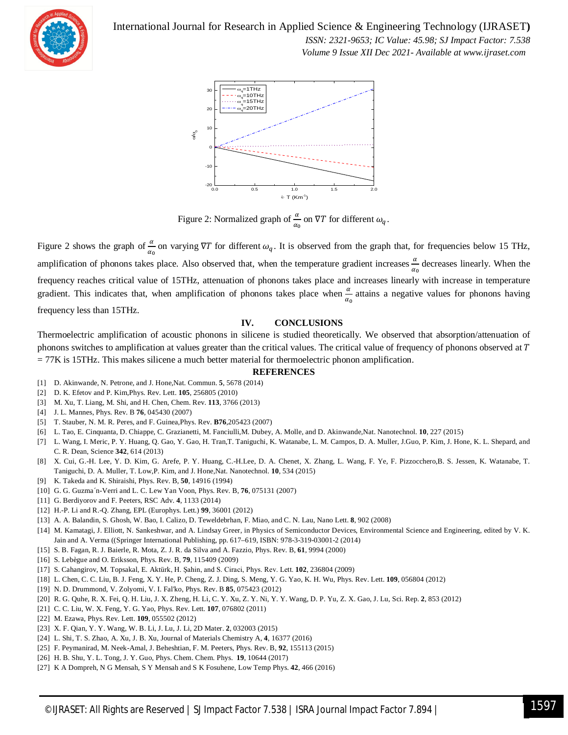Figure 2: Normalized graph of $\frac{\alpha}{\alpha_0}$ on $\nabla T$ for different $\omega_q$.

Figure 2 shows the graph of $\frac{\alpha}{\alpha_0}$ on varying $\nabla T$ for different $\omega_q$. It is observed from the graph that, for frequencies below 15 THz, amplification of phonons takes place. Also observed that, when the temperature gradient increases $\frac{\alpha}{\alpha_0}$ decreases linearly. When the frequency reaches critical value of 15THz, attenuation of phonons takes place and increases linearly with increase in temperature gradient. This indicates that, when amplification of phonons takes place when $\frac{\alpha}{\alpha_0}$ attains a negative values for phonons having frequency less than 15THz.

## IV. CONCLUSIONS

Thermoelectric amplification of acoustic phonons in silicene is studied theoretically. We observed that absorption/attenuation of phonons switches to amplification at values greater than the critical values. The critical value of frequency of phonons observed at $T$ = 77K is 15THz. This makes silicene a much better material for thermoelectric phonon amplification.

## REFERENCES

[1] D. Akinwande, N. Petrone, and J. Hone,Nat. Commun. **5**, 5678 (2014)

[2] D. K. Efetov and P. Kim,Phys. Rev. Lett. **105**, 256805 (2010)

[3] M. Xu, T. Liang, M. Shi, and H. Chen, Chem. Rev. **113**, 3766 (2013)

[4] J. L. Mannes, Phys. Rev. B **76**, 045430 (2007)

[5] T. Stauber, N. M. R. Peres, and F. Guinea,Phys. Rev. **B76**,205423 (2007)

[6] L. Tao, E. Cinquanta, D. Chiappe, C. Grazianetti, M. Fanciulli,M. Dubey, A. Molle, and D. Akinwande,Nat. Nanotechnol. **10**, 227 (2015)

[7] L. Wang, I. Meric, P. Y. Huang, Q. Gao, Y. Gao, H. Tran,T. Taniguchi, K. Watanabe, L. M. Campos, D. A. Muller, J.Guo, P. Kim, J. Hone, K. L. Shepard, and C. R. Dean, Science **342**, 614 (2013)

[8] X. Cui, G.-H. Lee, Y. D. Kim, G. Arefe, P. Y. Huang, C.-H.Lee, D. A. Chenet, X. Zhang, L. Wang, F. Ye, F. Pizzocchero,B. S. Jessen, K. Watanabe, T. Taniguchi, D. A. Muller, T. Low,P. Kim, and J. Hone,Nat. Nanotechnol. **10**, 534 (2015)

[9] K. Takeda and K. Shiraishi, Phys. Rev. B, **50**, 14916 (1994)

[10] G. G. Guzma´n-Verri and L. C. Lew Yan Voon, Phys. Rev. B, **76**, 075131 (2007)

[11] G. Berdiyorov and F. Peeters, RSC Adv. **4**, 1133 (2014)

[12] H.-P. Li and R.-Q. Zhang, EPL (Europhys. Lett.) **99**, 36001 (2012)

[13] A. A. Balandin, S. Ghosh, W. Bao, I. Calizo, D. Teweldebrhan, F. Miao, and C. N. Lau, Nano Lett. **8**, 902 (2008)

[14] M. Kamatagi, J. Elliott, N. Sankeshwar, and A. Lindsay Greer, in Physics of Semiconductor Devices, Environmental Science and Engineering, edited by V. K. Jain and A. Verma ((Springer International Publishing, pp. 617–619, ISBN: 978-3-319-03001-2 (2014)

[15] S. B. Fagan, R. J. Baierle, R. Mota, Z. J. R. da Silva and A. Fazzio, Phys. Rev. B, **61**, 9994 (2000)

[16] S. Lebègue and O. Eriksson, Phys. Rev. B, **79**, 115409 (2009)

[17] S. Cahangirov, M. Topsakal, E. Aktürk, H. Şahin, and S. Ciraci, Phys. Rev. Lett. **102**, 236804 (2009)

[18] L. Chen, C. C. Liu, B. J. Feng, X. Y. He, P. Cheng, Z. J. Ding, S. Meng, Y. G. Yao, K. H. Wu, Phys. Rev. Lett. **109**, 056804 (2012)

[19] N. D. Drummond, V. Zolyomi, V. I. Fal'ko, Phys. Rev. B **85**, 075423 (2012)

[20] R. G. Quhe, R. X. Fei, Q. H. Liu, J. X. Zheng, H. Li, C. Y. Xu, Z. Y. Ni, Y. Y. Wang, D. P. Yu, Z. X. Gao, J. Lu, Sci. Rep. **2**, 853 (2012)

[21] C. C. Liu, W. X. Feng, Y. G. Yao, Phys. Rev. Lett. **107**, 076802 (2011)

[22] M. Ezawa, Phys. Rev. Lett. **109**, 055502 (2012)

[23] X. F. Qian, Y. Y. Wang, W. B. Li, J. Lu, J. Li, 2D Mater. **2**, 032003 (2015)

[24] L. Shi, T. S. Zhao, A. Xu, J. B. Xu, Journal of Materials Chemistry A, **4**, 16377 (2016)

[25] F. Peymanirad, M. Neek-Amal, J. Beheshtian, F. M. Peeters, Phys. Rev. B, **92**, 155113 (2015)

[26] H. B. Shu, Y. L. Tong, J. Y. Guo, Phys. Chem. Chem. Phys. **19**, 10644 (2017)

[27] K A Dompreh, N G Mensah, S Y Mensah and S K Fosuhene, Low Temp Phys. **42**, 466 (2016)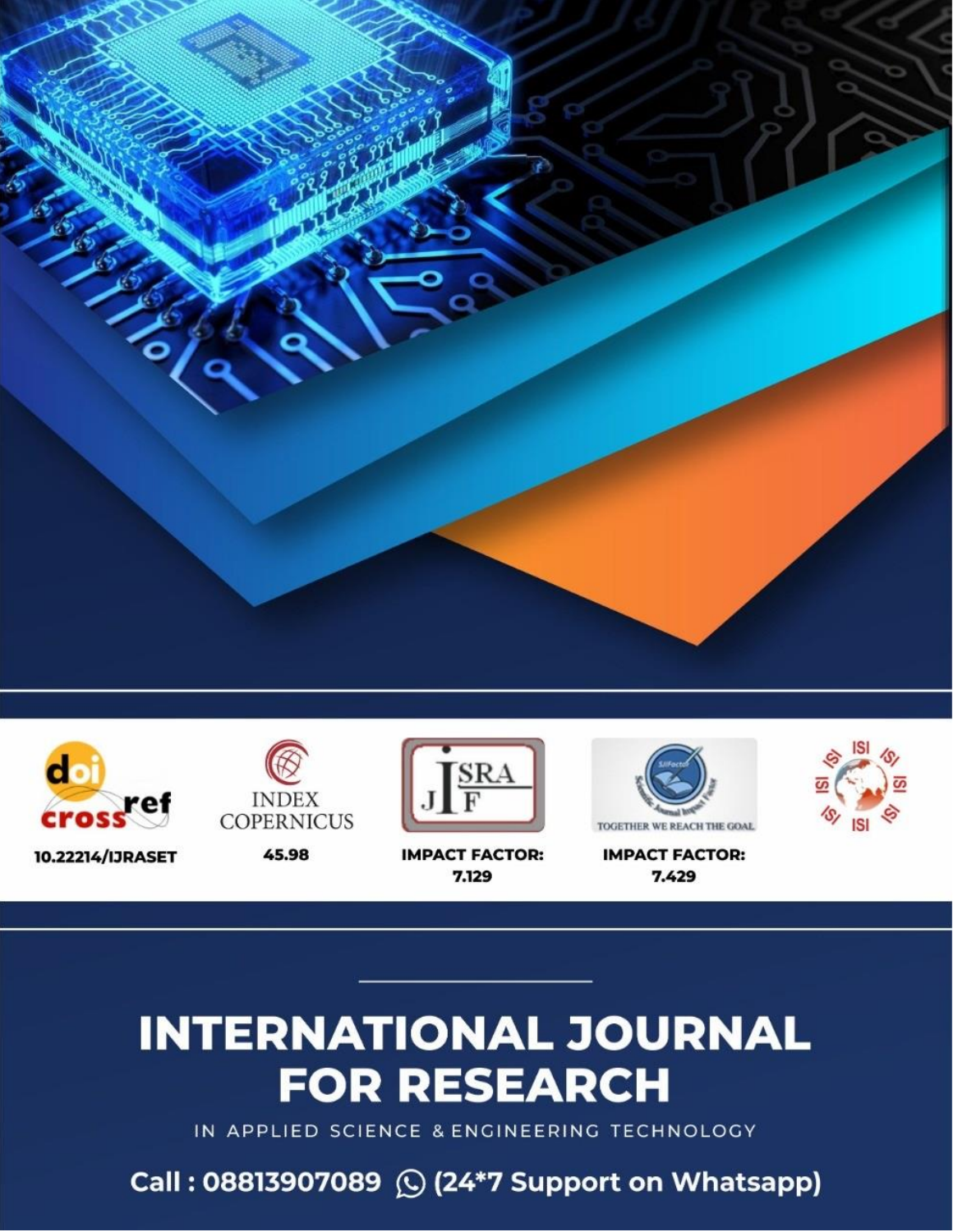10.22214/IJRASET

INDEX COPERNICUS

45.98

IMPACT FACTOR: 7.129

IMPACT FACTOR: 7.429

# INTERNATIONAL JOURNAL FOR RESEARCH

IN APPLIED SCIENCE & ENGINEERING TECHNOLOGY

Call : 08813907089 (24*7 Support on Whatsapp)